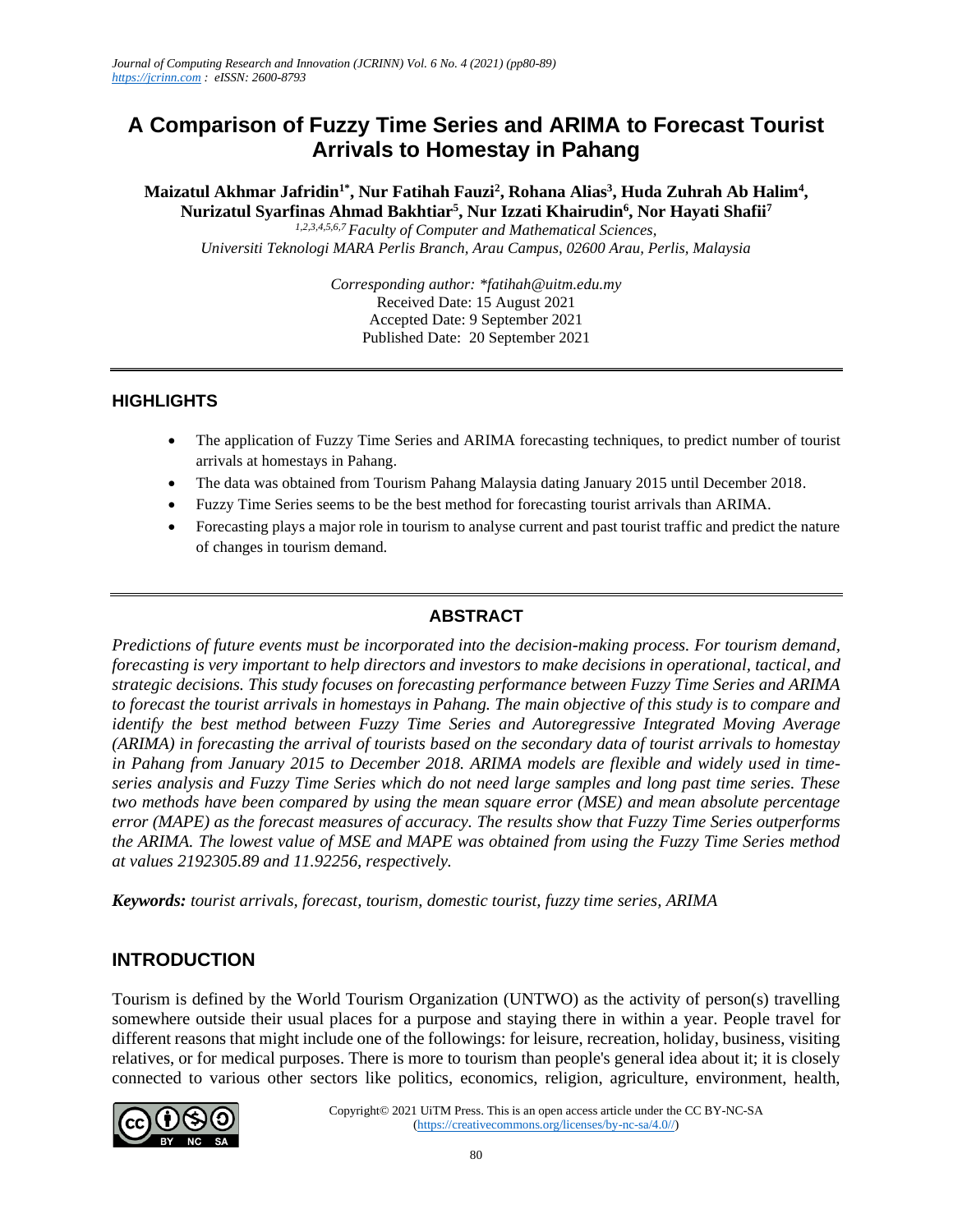# A Comparison of Fuzzy Time Series and ARIMA to Forecast Tourist Arrivals to Homestay in Pahang

**Maizatul Akhmar Jafridin[1*], Nur Fatihah Fauzi[2], Rohana Alias[3], Huda Zuhrah Ab Halim[4], Nurizatul Syarfinas Ahmad Bakhtiar[5], Nur Izzati Khairudin[6], Nor Hayati Shafii[7]**

*[1,2,3,4,5,6,7] Faculty of Computer and Mathematical Sciences, Universiti Teknologi MARA Perlis Branch, Arau Campus, 02600 Arau, Perlis, Malaysia*

*Corresponding author: \*fatihah@uitm.edu.my*
Received Date: 15 August 2021
Accepted Date: 9 September 2021
Published Date: 20 September 2021

## HIGHLIGHTS

- The application of Fuzzy Time Series and ARIMA forecasting techniques, to predict number of tourist arrivals at homestays in Pahang.
- The data was obtained from Tourism Pahang Malaysia dating January 2015 until December 2018.
- Fuzzy Time Series seems to be the best method for forecasting tourist arrivals than ARIMA.
- Forecasting plays a major role in tourism to analyse current and past tourist traffic and predict the nature of changes in tourism demand.

## ABSTRACT

*Predictions of future events must be incorporated into the decision-making process. For tourism demand, forecasting is very important to help directors and investors to make decisions in operational, tactical, and strategic decisions. This study focuses on forecasting performance between Fuzzy Time Series and ARIMA to forecast the tourist arrivals in homestays in Pahang. The main objective of this study is to compare and identify the best method between Fuzzy Time Series and Autoregressive Integrated Moving Average (ARIMA) in forecasting the arrival of tourists based on the secondary data of tourist arrivals to homestay in Pahang from January 2015 to December 2018. ARIMA models are flexible and widely used in time-series analysis and Fuzzy Time Series which do not need large samples and long past time series. These two methods have been compared by using the mean square error (MSE) and mean absolute percentage error (MAPE) as the forecast measures of accuracy. The results show that Fuzzy Time Series outperforms the ARIMA. The lowest value of MSE and MAPE was obtained from using the Fuzzy Time Series method at values 2192305.89 and 11.92256, respectively.*

***Keywords:*** *tourist arrivals, forecast, tourism, domestic tourist, fuzzy time series, ARIMA*

## INTRODUCTION

Tourism is defined by the World Tourism Organization (UNTWO) as the activity of person(s) travelling somewhere outside their usual places for a purpose and staying there in within a year. People travel for different reasons that might include one of the followings: for leisure, recreation, holiday, business, visiting relatives, or for medical purposes. There is more to tourism than people's general idea about it; it is closely connected to various other sectors like politics, economics, religion, agriculture, environment, health,

Copyright© 2021 UiTM Press. This is an open access article under the CC BY-NC-SA (https://creativecommons.org/licenses/by-nc-sa/4.0//)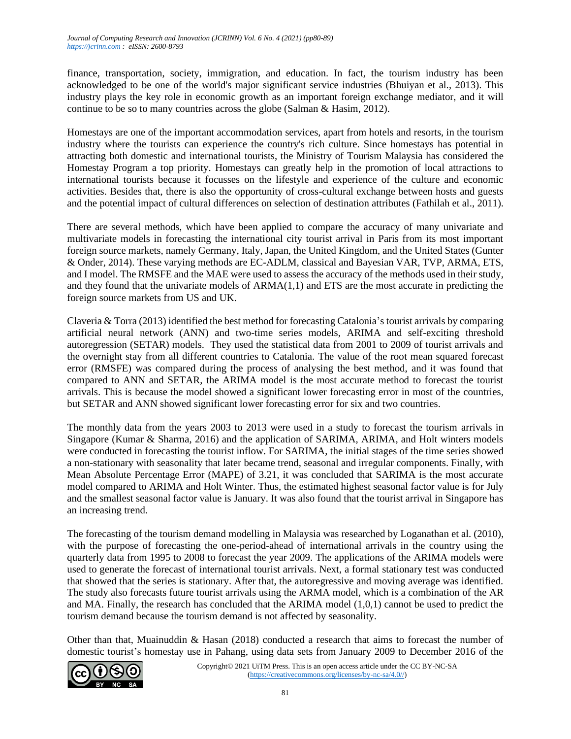finance, transportation, society, immigration, and education. In fact, the tourism industry has been acknowledged to be one of the world's major significant service industries (Bhuiyan et al., 2013). This industry plays the key role in economic growth as an important foreign exchange mediator, and it will continue to be so to many countries across the globe (Salman & Hasim, 2012).

Homestays are one of the important accommodation services, apart from hotels and resorts, in the tourism industry where the tourists can experience the country's rich culture. Since homestays has potential in attracting both domestic and international tourists, the Ministry of Tourism Malaysia has considered the Homestay Program a top priority. Homestays can greatly help in the promotion of local attractions to international tourists because it focusses on the lifestyle and experience of the culture and economic activities. Besides that, there is also the opportunity of cross-cultural exchange between hosts and guests and the potential impact of cultural differences on selection of destination attributes (Fathilah et al., 2011).

There are several methods, which have been applied to compare the accuracy of many univariate and multivariate models in forecasting the international city tourist arrival in Paris from its most important foreign source markets, namely Germany, Italy, Japan, the United Kingdom, and the United States (Gunter & Onder, 2014). These varying methods are EC-ADLM, classical and Bayesian VAR, TVP, ARMA, ETS, and I model. The RMSFE and the MAE were used to assess the accuracy of the methods used in their study, and they found that the univariate models of ARMA(1,1) and ETS are the most accurate in predicting the foreign source markets from US and UK.

Claveria & Torra (2013) identified the best method for forecasting Catalonia's tourist arrivals by comparing artificial neural network (ANN) and two-time series models, ARIMA and self-exciting threshold autoregression (SETAR) models. They used the statistical data from 2001 to 2009 of tourist arrivals and the overnight stay from all different countries to Catalonia. The value of the root mean squared forecast error (RMSFE) was compared during the process of analysing the best method, and it was found that compared to ANN and SETAR, the ARIMA model is the most accurate method to forecast the tourist arrivals. This is because the model showed a significant lower forecasting error in most of the countries, but SETAR and ANN showed significant lower forecasting error for six and two countries.

The monthly data from the years 2003 to 2013 were used in a study to forecast the tourism arrivals in Singapore (Kumar & Sharma, 2016) and the application of SARIMA, ARIMA, and Holt winters models were conducted in forecasting the tourist inflow. For SARIMA, the initial stages of the time series showed a non-stationary with seasonality that later became trend, seasonal and irregular components. Finally, with Mean Absolute Percentage Error (MAPE) of 3.21, it was concluded that SARIMA is the most accurate model compared to ARIMA and Holt Winter. Thus, the estimated highest seasonal factor value is for July and the smallest seasonal factor value is January. It was also found that the tourist arrival in Singapore has an increasing trend.

The forecasting of the tourism demand modelling in Malaysia was researched by Loganathan et al. (2010), with the purpose of forecasting the one-period-ahead of international arrivals in the country using the quarterly data from 1995 to 2008 to forecast the year 2009. The applications of the ARIMA models were used to generate the forecast of international tourist arrivals. Next, a formal stationary test was conducted that showed that the series is stationary. After that, the autoregressive and moving average was identified. The study also forecasts future tourist arrivals using the ARMA model, which is a combination of the AR and MA. Finally, the research has concluded that the ARIMA model (1,0,1) cannot be used to predict the tourism demand because the tourism demand is not affected by seasonality.

Other than that, Muainuddin & Hasan (2018) conducted a research that aims to forecast the number of domestic tourist's homestay use in Pahang, using data sets from January 2009 to December 2016 of the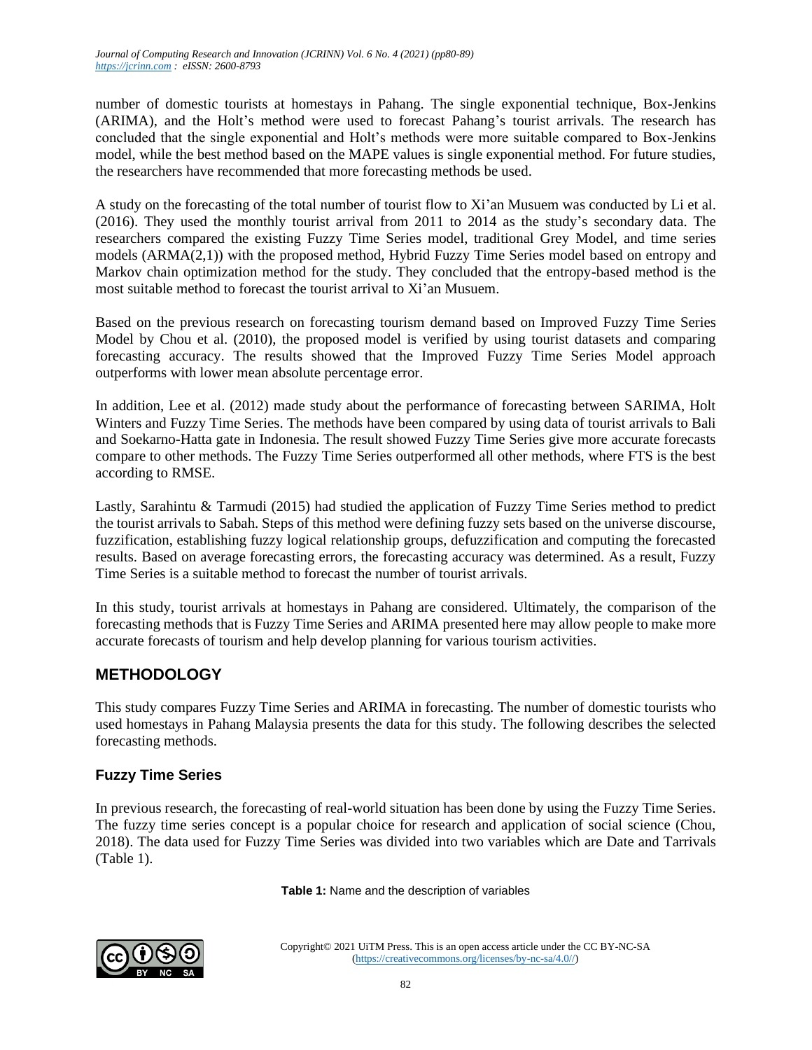number of domestic tourists at homestays in Pahang. The single exponential technique, Box-Jenkins (ARIMA), and the Holt's method were used to forecast Pahang's tourist arrivals. The research has concluded that the single exponential and Holt's methods were more suitable compared to Box-Jenkins model, while the best method based on the MAPE values is single exponential method. For future studies, the researchers have recommended that more forecasting methods be used.

A study on the forecasting of the total number of tourist flow to Xi'an Musuem was conducted by Li et al. (2016). They used the monthly tourist arrival from 2011 to 2014 as the study's secondary data. The researchers compared the existing Fuzzy Time Series model, traditional Grey Model, and time series models (ARMA(2,1)) with the proposed method, Hybrid Fuzzy Time Series model based on entropy and Markov chain optimization method for the study. They concluded that the entropy-based method is the most suitable method to forecast the tourist arrival to Xi'an Musuem.

Based on the previous research on forecasting tourism demand based on Improved Fuzzy Time Series Model by Chou et al. (2010), the proposed model is verified by using tourist datasets and comparing forecasting accuracy. The results showed that the Improved Fuzzy Time Series Model approach outperforms with lower mean absolute percentage error.

In addition, Lee et al. (2012) made study about the performance of forecasting between SARIMA, Holt Winters and Fuzzy Time Series. The methods have been compared by using data of tourist arrivals to Bali and Soekarno-Hatta gate in Indonesia. The result showed Fuzzy Time Series give more accurate forecasts compare to other methods. The Fuzzy Time Series outperformed all other methods, where FTS is the best according to RMSE.

Lastly, Sarahintu & Tarmudi (2015) had studied the application of Fuzzy Time Series method to predict the tourist arrivals to Sabah. Steps of this method were defining fuzzy sets based on the universe discourse, fuzzification, establishing fuzzy logical relationship groups, defuzzification and computing the forecasted results. Based on average forecasting errors, the forecasting accuracy was determined. As a result, Fuzzy Time Series is a suitable method to forecast the number of tourist arrivals.

In this study, tourist arrivals at homestays in Pahang are considered. Ultimately, the comparison of the forecasting methods that is Fuzzy Time Series and ARIMA presented here may allow people to make more accurate forecasts of tourism and help develop planning for various tourism activities.

## METHODOLOGY

This study compares Fuzzy Time Series and ARIMA in forecasting. The number of domestic tourists who used homestays in Pahang Malaysia presents the data for this study. The following describes the selected forecasting methods.

### Fuzzy Time Series

In previous research, the forecasting of real-world situation has been done by using the Fuzzy Time Series. The fuzzy time series concept is a popular choice for research and application of social science (Chou, 2018). The data used for Fuzzy Time Series was divided into two variables which are Date and Tarrivals (Table 1).

**Table 1:** Name and the description of variables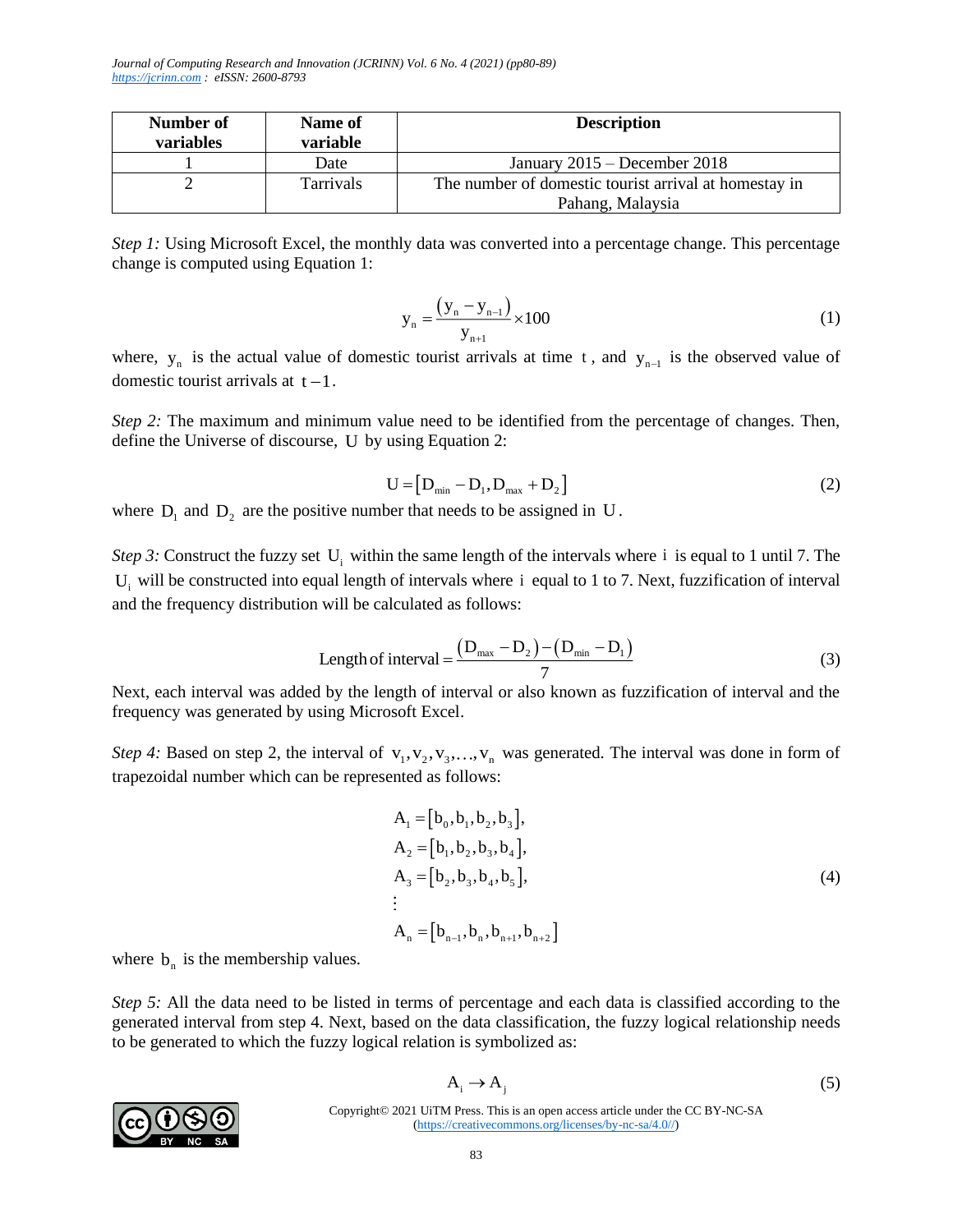| Number of variables | Name of variable | Description |
|---|---|---|
| 1 | Date | January 2015 – December 2018 |
| 2 | Tarrivals | The number of domestic tourist arrival at homestay in Pahang, Malaysia |

*Step 1:* Using Microsoft Excel, the monthly data was converted into a percentage change. This percentage change is computed using Equation 1:

$$y_n = \frac{(y_n - y_{n-1})}{y_{n+1}} \times 100 \tag{1}$$

where, $y_n$ is the actual value of domestic tourist arrivals at time $t$, and $y_{n-1}$ is the observed value of domestic tourist arrivals at $t-1$.

*Step 2:* The maximum and minimum value need to be identified from the percentage of changes. Then, define the Universe of discourse, $U$ by using Equation 2:

$$U = [D_{min} - D_1, D_{max} + D_2] \tag{2}$$

where $D_1$ and $D_2$ are the positive number that needs to be assigned in $U$.

*Step 3:* Construct the fuzzy set $U_i$ within the same length of the intervals where $i$ is equal to 1 until 7. The $U_i$ will be constructed into equal length of intervals where $i$ equal to 1 to 7. Next, fuzzification of interval and the frequency distribution will be calculated as follows:

$$\text{Length of interval} = \frac{(D_{max} - D_2) - (D_{min} - D_1)}{7} \tag{3}$$

Next, each interval was added by the length of interval or also known as fuzzification of interval and the frequency was generated by using Microsoft Excel.

*Step 4:* Based on step 2, the interval of $v_1, v_2, v_3, \ldots, v_n$ was generated. The interval was done in form of trapezoidal number which can be represented as follows:

$$\begin{aligned} A_1 &= [b_0, b_1, b_2, b_3], \\ A_2 &= [b_1, b_2, b_3, b_4], \\ A_3 &= [b_2, b_3, b_4, b_5], \\ &\vdots \\ A_n &= [b_{n-1}, b_n, b_{n+1}, b_{n+2}] \end{aligned} \tag{4}$$

where $b_n$ is the membership values.

*Step 5:* All the data need to be listed in terms of percentage and each data is classified according to the generated interval from step 4. Next, based on the data classification, the fuzzy logical relationship needs to be generated to which the fuzzy logical relation is symbolized as:

$$A_i \to A_j \tag{5}$$

Copyright© 2021 UiTM Press. This is an open access article under the CC BY-NC-SA (https://creativecommons.org/licenses/by-nc-sa/4.0//)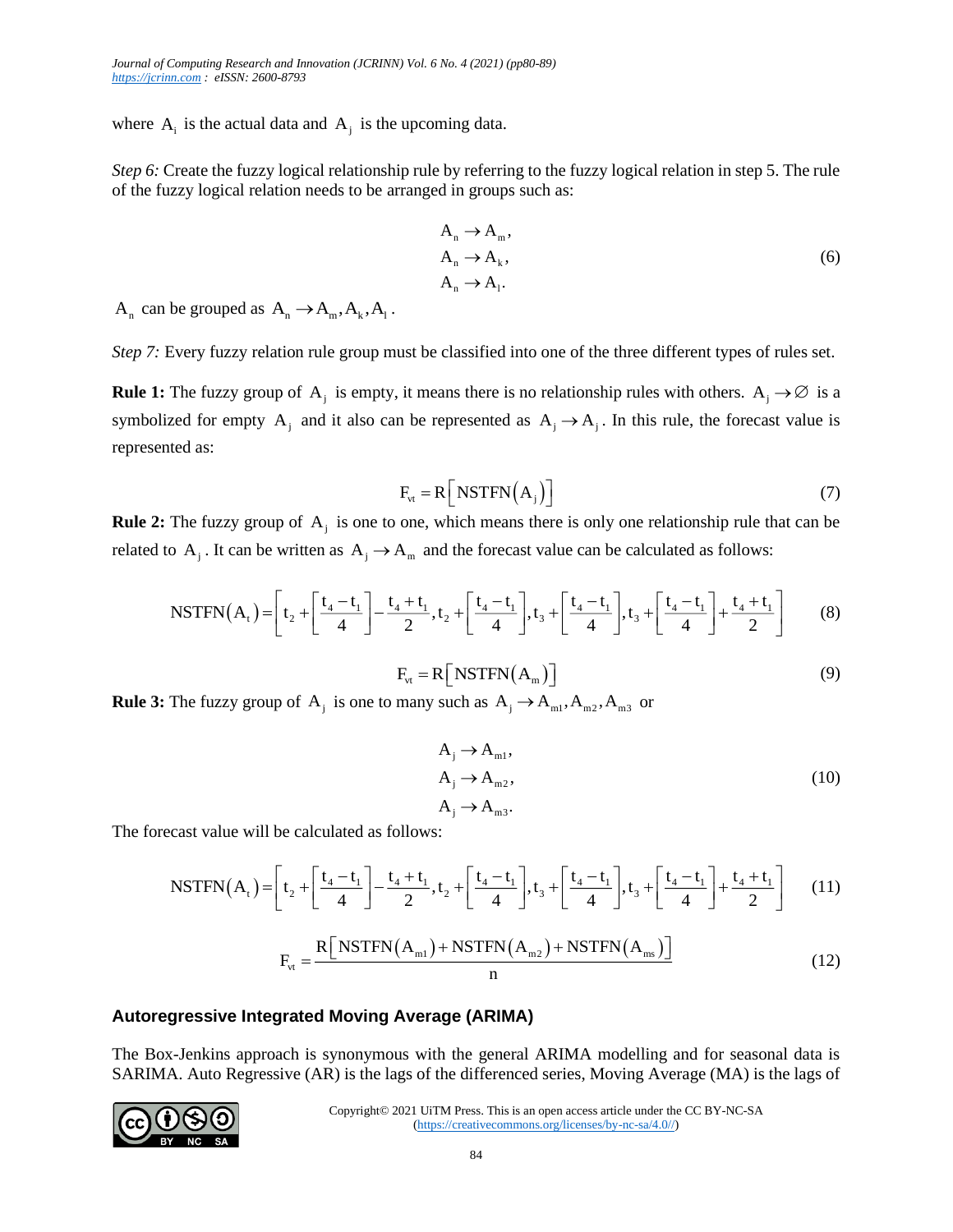where $A_i$ is the actual data and $A_j$ is the upcoming data.

*Step 6:* Create the fuzzy logical relationship rule by referring to the fuzzy logical relation in step 5. The rule of the fuzzy logical relation needs to be arranged in groups such as:

$$\begin{aligned} &A_n \to A_m, \\ &A_n \to A_k, \\ &A_n \to A_l. \end{aligned} \tag{6}$$

$A_n$ can be grouped as $A_n \to A_m, A_k, A_l$.

*Step 7:* Every fuzzy relation rule group must be classified into one of the three different types of rules set.

**Rule 1:** The fuzzy group of $A_j$ is empty, it means there is no relationship rules with others. $A_j \to \varnothing$ is a symbolized for empty $A_j$ and it also can be represented as $A_j \to A_j$. In this rule, the forecast value is represented as:

$$F_{vt} = R\left[\text{NSTFN}\left(A_j\right)\right] \tag{7}$$

**Rule 2:** The fuzzy group of $A_j$ is one to one, which means there is only one relationship rule that can be related to $A_j$. It can be written as $A_j \to A_m$ and the forecast value can be calculated as follows:

$$\text{NSTFN}\left(A_t\right) = \left[t_2 + \left[\frac{t_4 - t_1}{4}\right] - \frac{t_4 + t_1}{2}, t_2 + \left[\frac{t_4 - t_1}{4}\right], t_3 + \left[\frac{t_4 - t_1}{4}\right], t_3 + \left[\frac{t_4 - t_1}{4}\right] + \frac{t_4 + t_1}{2}\right] \tag{8}$$

$$F_{vt} = R\left[\text{NSTFN}\left(A_m\right)\right] \tag{9}$$

**Rule 3:** The fuzzy group of $A_j$ is one to many such as $A_j \to A_{m1}, A_{m2}, A_{m3}$ or

$$\begin{aligned} &A_j \to A_{m1}, \\ &A_j \to A_{m2}, \\ &A_j \to A_{m3}. \end{aligned} \tag{10}$$

The forecast value will be calculated as follows:

$$\text{NSTFN}\left(A_t\right) = \left[t_2 + \left[\frac{t_4 - t_1}{4}\right] - \frac{t_4 + t_1}{2}, t_2 + \left[\frac{t_4 - t_1}{4}\right], t_3 + \left[\frac{t_4 - t_1}{4}\right], t_3 + \left[\frac{t_4 - t_1}{4}\right] + \frac{t_4 + t_1}{2}\right] \tag{11}$$

$$F_{vt} = \frac{R\left[\text{NSTFN}\left(A_{m1}\right) + \text{NSTFN}\left(A_{m2}\right) + \text{NSTFN}\left(A_{ms}\right)\right]}{n} \tag{12}$$

### Autoregressive Integrated Moving Average (ARIMA)

The Box-Jenkins approach is synonymous with the general ARIMA modelling and for seasonal data is SARIMA. Auto Regressive (AR) is the lags of the differenced series, Moving Average (MA) is the lags of

Copyright© 2021 UiTM Press. This is an open access article under the CC BY-NC-SA (https://creativecommons.org/licenses/by-nc-sa/4.0//)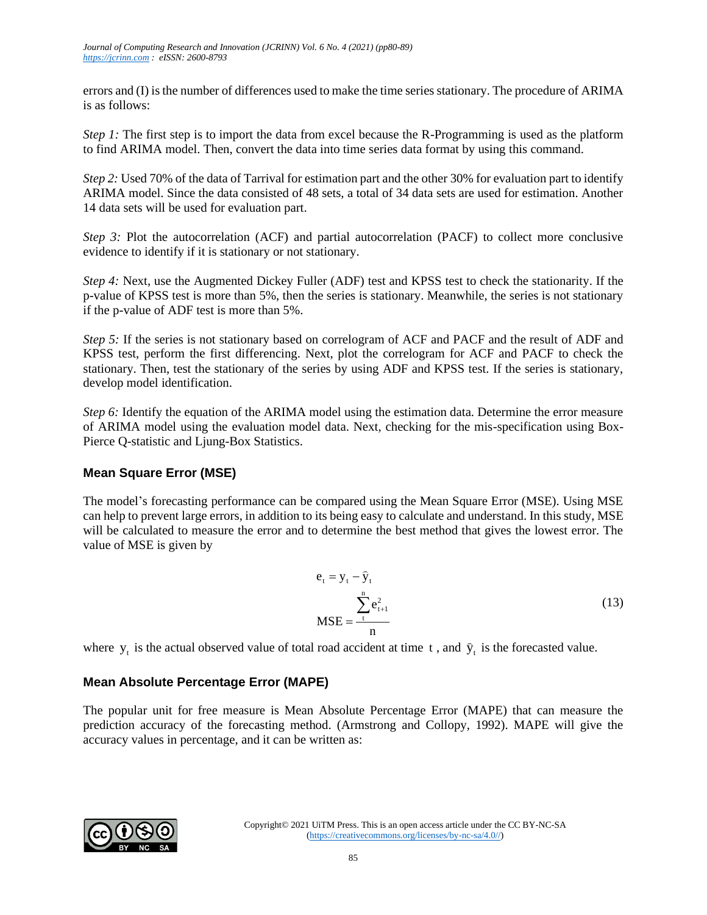errors and (I) is the number of differences used to make the time series stationary. The procedure of ARIMA is as follows:

*Step 1:* The first step is to import the data from excel because the R-Programming is used as the platform to find ARIMA model. Then, convert the data into time series data format by using this command.

*Step 2:* Used 70% of the data of Tarrival for estimation part and the other 30% for evaluation part to identify ARIMA model. Since the data consisted of 48 sets, a total of 34 data sets are used for estimation. Another 14 data sets will be used for evaluation part.

*Step 3:* Plot the autocorrelation (ACF) and partial autocorrelation (PACF) to collect more conclusive evidence to identify if it is stationary or not stationary.

*Step 4:* Next, use the Augmented Dickey Fuller (ADF) test and KPSS test to check the stationarity. If the p-value of KPSS test is more than 5%, then the series is stationary. Meanwhile, the series is not stationary if the p-value of ADF test is more than 5%.

*Step 5:* If the series is not stationary based on correlogram of ACF and PACF and the result of ADF and KPSS test, perform the first differencing. Next, plot the correlogram for ACF and PACF to check the stationary. Then, test the stationary of the series by using ADF and KPSS test. If the series is stationary, develop model identification.

*Step 6:* Identify the equation of the ARIMA model using the estimation data. Determine the error measure of ARIMA model using the evaluation model data. Next, checking for the mis-specification using Box-Pierce Q-statistic and Ljung-Box Statistics.

### Mean Square Error (MSE)

The model's forecasting performance can be compared using the Mean Square Error (MSE). Using MSE can help to prevent large errors, in addition to its being easy to calculate and understand. In this study, MSE will be calculated to measure the error and to determine the best method that gives the lowest error. The value of MSE is given by

$$e_t = y_t - \hat{y}_t$$
$$MSE = \frac{\sum_{t}^{n} e_{t+1}^2}{n} \tag{13}$$

where $y_t$ is the actual observed value of total road accident at time $t$, and $\bar{y}_t$ is the forecasted value.

### Mean Absolute Percentage Error (MAPE)

The popular unit for free measure is Mean Absolute Percentage Error (MAPE) that can measure the prediction accuracy of the forecasting method. (Armstrong and Collopy, 1992). MAPE will give the accuracy values in percentage, and it can be written as: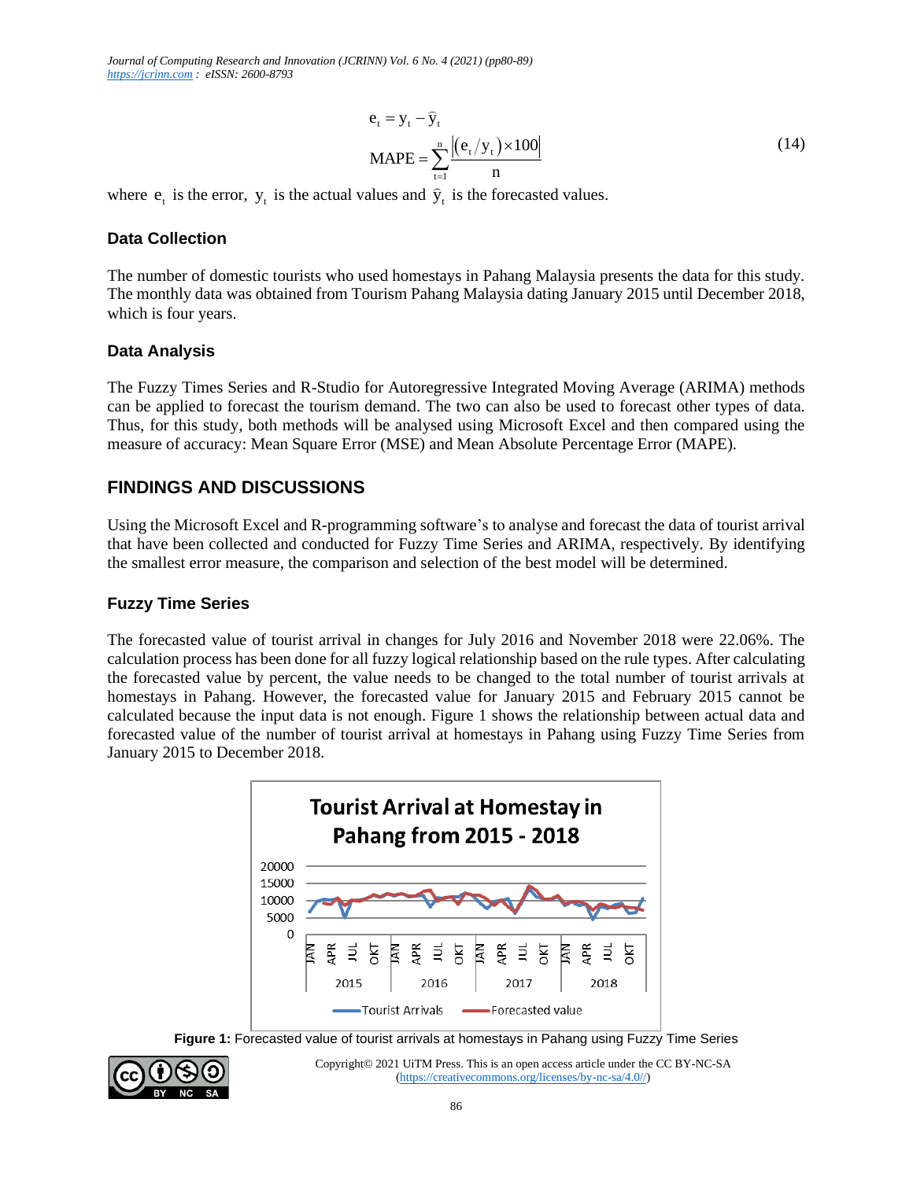$$e_t = y_t - \hat{y}_t$$
$$\text{MAPE} = \sum_{t=1}^{n} \frac{\left|(e_t / y_t) \times 100\right|}{n} \tag{14}$$

where $e_t$ is the error, $y_t$ is the actual values and $\hat{y}_t$ is the forecasted values.

### Data Collection

The number of domestic tourists who used homestays in Pahang Malaysia presents the data for this study. The monthly data was obtained from Tourism Pahang Malaysia dating January 2015 until December 2018, which is four years.

### Data Analysis

The Fuzzy Times Series and R-Studio for Autoregressive Integrated Moving Average (ARIMA) methods can be applied to forecast the tourism demand. The two can also be used to forecast other types of data. Thus, for this study, both methods will be analysed using Microsoft Excel and then compared using the measure of accuracy: Mean Square Error (MSE) and Mean Absolute Percentage Error (MAPE).

## FINDINGS AND DISCUSSIONS

Using the Microsoft Excel and R-programming software's to analyse and forecast the data of tourist arrival that have been collected and conducted for Fuzzy Time Series and ARIMA, respectively. By identifying the smallest error measure, the comparison and selection of the best model will be determined.

### Fuzzy Time Series

The forecasted value of tourist arrival in changes for July 2016 and November 2018 were 22.06%. The calculation process has been done for all fuzzy logical relationship based on the rule types. After calculating the forecasted value by percent, the value needs to be changed to the total number of tourist arrivals at homestays in Pahang. However, the forecasted value for January 2015 and February 2015 cannot be calculated because the input data is not enough. Figure 1 shows the relationship between actual data and forecasted value of the number of tourist arrival at homestays in Pahang using Fuzzy Time Series from January 2015 to December 2018.

**Figure 1:** Forecasted value of tourist arrivals at homestays in Pahang using Fuzzy Time Series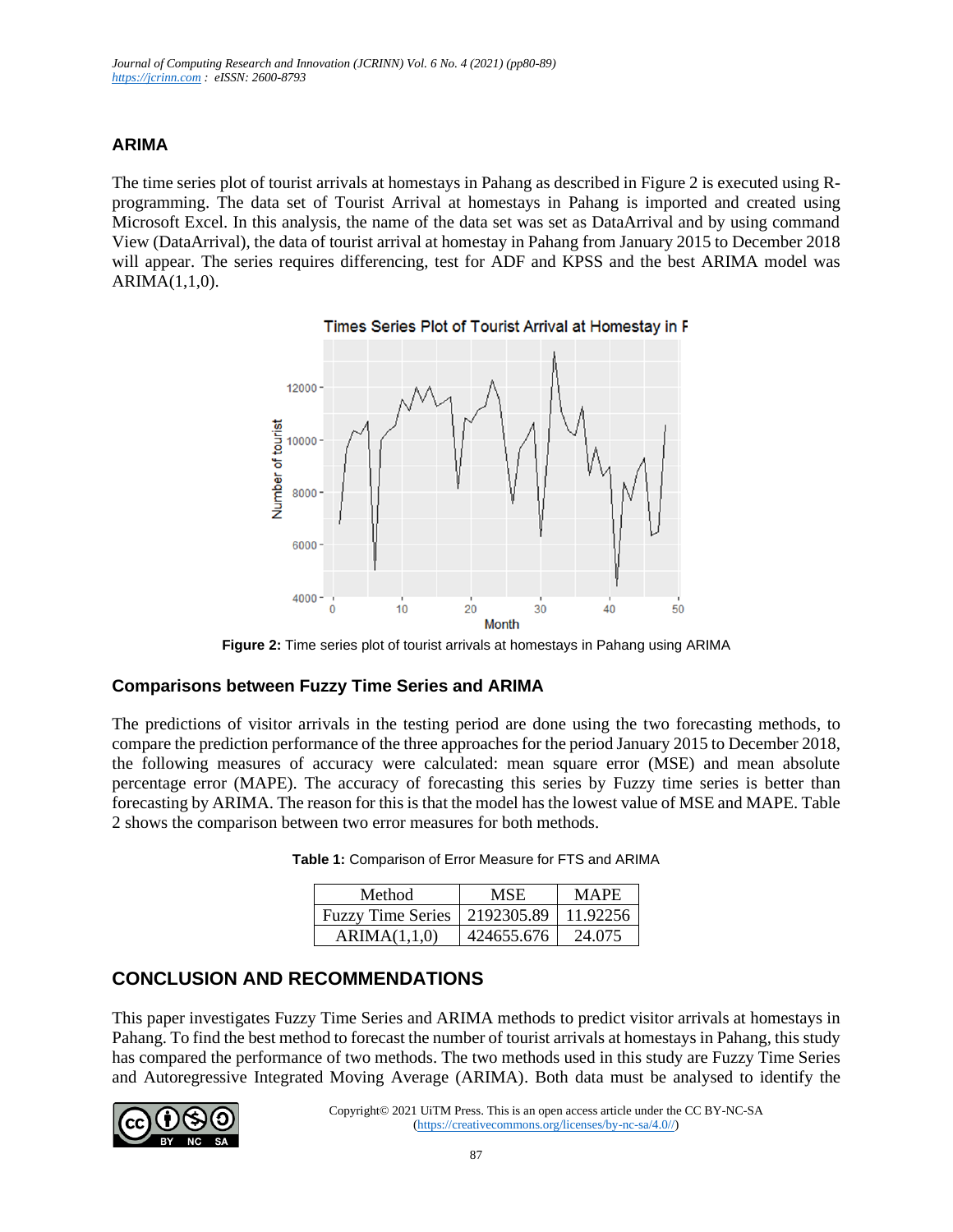## ARIMA

The time series plot of tourist arrivals at homestays in Pahang as described in Figure 2 is executed using R-programming. The data set of Tourist Arrival at homestays in Pahang is imported and created using Microsoft Excel. In this analysis, the name of the data set was set as DataArrival and by using command View (DataArrival), the data of tourist arrival at homestay in Pahang from January 2015 to December 2018 will appear. The series requires differencing, test for ADF and KPSS and the best ARIMA model was ARIMA(1,1,0).

**Figure 2:** Time series plot of tourist arrivals at homestays in Pahang using ARIMA

### Comparisons between Fuzzy Time Series and ARIMA

The predictions of visitor arrivals in the testing period are done using the two forecasting methods, to compare the prediction performance of the three approaches for the period January 2015 to December 2018, the following measures of accuracy were calculated: mean square error (MSE) and mean absolute percentage error (MAPE). The accuracy of forecasting this series by Fuzzy time series is better than forecasting by ARIMA. The reason for this is that the model has the lowest value of MSE and MAPE. Table 2 shows the comparison between two error measures for both methods.

**Table 1:** Comparison of Error Measure for FTS and ARIMA

| Method | MSE | MAPE |
|---|---|---|
| Fuzzy Time Series | 2192305.89 | 11.92256 |
| ARIMA(1,1,0) | 424655.676 | 24.075 |

## CONCLUSION AND RECOMMENDATIONS

This paper investigates Fuzzy Time Series and ARIMA methods to predict visitor arrivals at homestays in Pahang. To find the best method to forecast the number of tourist arrivals at homestays in Pahang, this study has compared the performance of two methods. The two methods used in this study are Fuzzy Time Series and Autoregressive Integrated Moving Average (ARIMA). Both data must be analysed to identify the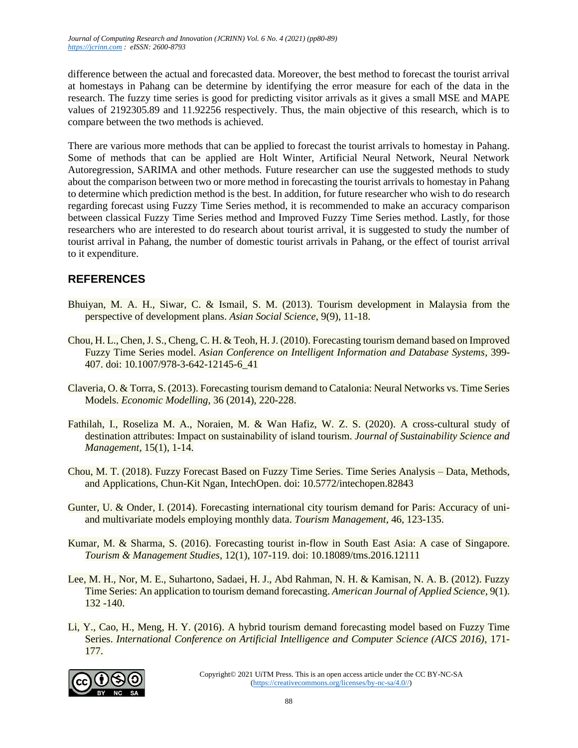difference between the actual and forecasted data. Moreover, the best method to forecast the tourist arrival at homestays in Pahang can be determine by identifying the error measure for each of the data in the research. The fuzzy time series is good for predicting visitor arrivals as it gives a small MSE and MAPE values of 2192305.89 and 11.92256 respectively. Thus, the main objective of this research, which is to compare between the two methods is achieved.

There are various more methods that can be applied to forecast the tourist arrivals to homestay in Pahang. Some of methods that can be applied are Holt Winter, Artificial Neural Network, Neural Network Autoregression, SARIMA and other methods. Future researcher can use the suggested methods to study about the comparison between two or more method in forecasting the tourist arrivals to homestay in Pahang to determine which prediction method is the best. In addition, for future researcher who wish to do research regarding forecast using Fuzzy Time Series method, it is recommended to make an accuracy comparison between classical Fuzzy Time Series method and Improved Fuzzy Time Series method. Lastly, for those researchers who are interested to do research about tourist arrival, it is suggested to study the number of tourist arrival in Pahang, the number of domestic tourist arrivals in Pahang, or the effect of tourist arrival to it expenditure.

## REFERENCES

Bhuiyan, M. A. H., Siwar, C. & Ismail, S. M. (2013). Tourism development in Malaysia from the perspective of development plans. *Asian Social Science*, 9(9), 11-18.

Chou, H. L., Chen, J. S., Cheng, C. H. & Teoh, H. J. (2010). Forecasting tourism demand based on Improved Fuzzy Time Series model. *Asian Conference on Intelligent Information and Database Systems*, 399-407. doi: 10.1007/978-3-642-12145-6_41

Claveria, O. & Torra, S. (2013). Forecasting tourism demand to Catalonia: Neural Networks vs. Time Series Models. *Economic Modelling*, 36 (2014), 220-228.

Fathilah, I., Roseliza M. A., Noraien, M. & Wan Hafiz, W. Z. S. (2020). A cross-cultural study of destination attributes: Impact on sustainability of island tourism. *Journal of Sustainability Science and Management*, 15(1), 1-14.

Chou, M. T. (2018). Fuzzy Forecast Based on Fuzzy Time Series. Time Series Analysis – Data, Methods, and Applications, Chun-Kit Ngan, IntechOpen. doi: 10.5772/intechopen.82843

Gunter, U. & Onder, I. (2014). Forecasting international city tourism demand for Paris: Accuracy of uni- and multivariate models employing monthly data. *Tourism Management*, 46, 123-135.

Kumar, M. & Sharma, S. (2016). Forecasting tourist in-flow in South East Asia: A case of Singapore. *Tourism & Management Studies*, 12(1), 107-119. doi: 10.18089/tms.2016.12111

Lee, M. H., Nor, M. E., Suhartono, Sadaei, H. J., Abd Rahman, N. H. & Kamisan, N. A. B. (2012). Fuzzy Time Series: An application to tourism demand forecasting. *American Journal of Applied Science*, 9(1). 132 -140.

Li, Y., Cao, H., Meng, H. Y. (2016). A hybrid tourism demand forecasting model based on Fuzzy Time Series. *International Conference on Artificial Intelligence and Computer Science (AICS 2016)*, 171-177.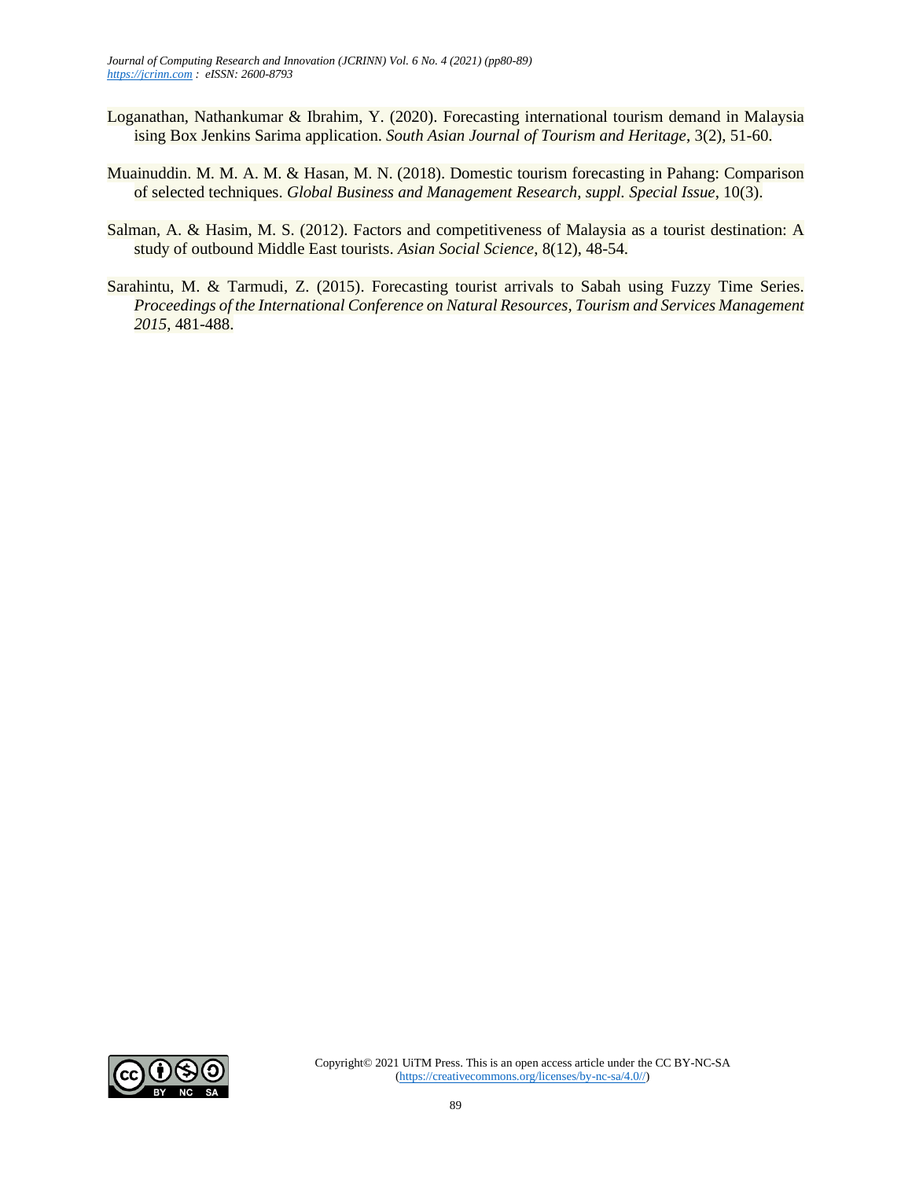Loganathan, Nathankumar & Ibrahim, Y. (2020). Forecasting international tourism demand in Malaysia ising Box Jenkins Sarima application. *South Asian Journal of Tourism and Heritage*, 3(2), 51-60.

Muainuddin. M. M. A. M. & Hasan, M. N. (2018). Domestic tourism forecasting in Pahang: Comparison of selected techniques. *Global Business and Management Research, suppl. Special Issue*, 10(3).

Salman, A. & Hasim, M. S. (2012). Factors and competitiveness of Malaysia as a tourist destination: A study of outbound Middle East tourists. *Asian Social Science*, 8(12), 48-54.

Sarahintu, M. & Tarmudi, Z. (2015). Forecasting tourist arrivals to Sabah using Fuzzy Time Series. *Proceedings of the International Conference on Natural Resources, Tourism and Services Management 2015*, 481-488.

Copyright© 2021 UiTM Press. This is an open access article under the CC BY-NC-SA (https://creativecommons.org/licenses/by-nc-sa/4.0//)